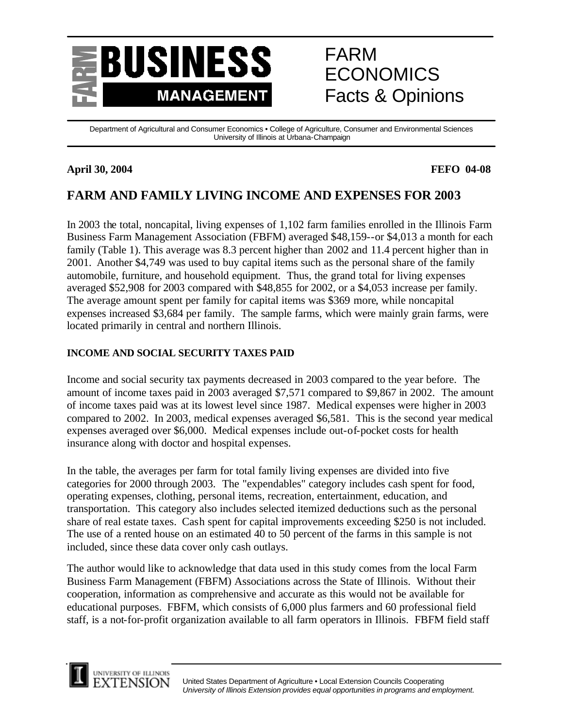FARM BUSINESS MANAGEMENT

FARM ECONOMICS Facts & Opinions

Department of Agricultural and Consumer Economics • College of Agriculture, Consumer and Environmental Sciences
University of Illinois at Urbana-Champaign

**April 30, 2004** **FEFO 04-08**

# FARM AND FAMILY LIVING INCOME AND EXPENSES FOR 2003

In 2003 the total, noncapital, living expenses of 1,102 farm families enrolled in the Illinois Farm Business Farm Management Association (FBFM) averaged $48,159--or $4,013 a month for each family (Table 1). This average was 8.3 percent higher than 2002 and 11.4 percent higher than in 2001. Another $4,749 was used to buy capital items such as the personal share of the family automobile, furniture, and household equipment. Thus, the grand total for living expenses averaged $52,908 for 2003 compared with $48,855 for 2002, or a $4,053 increase per family. The average amount spent per family for capital items was $369 more, while noncapital expenses increased $3,684 per family. The sample farms, which were mainly grain farms, were located primarily in central and northern Illinois.

## INCOME AND SOCIAL SECURITY TAXES PAID

Income and social security tax payments decreased in 2003 compared to the year before. The amount of income taxes paid in 2003 averaged $7,571 compared to $9,867 in 2002. The amount of income taxes paid was at its lowest level since 1987. Medical expenses were higher in 2003 compared to 2002. In 2003, medical expenses averaged $6,581. This is the second year medical expenses averaged over $6,000. Medical expenses include out-of-pocket costs for health insurance along with doctor and hospital expenses.

In the table, the averages per farm for total family living expenses are divided into five categories for 2000 through 2003. The "expendables" category includes cash spent for food, operating expenses, clothing, personal items, recreation, entertainment, education, and transportation. This category also includes selected itemized deductions such as the personal share of real estate taxes. Cash spent for capital improvements exceeding $250 is not included. The use of a rented house on an estimated 40 to 50 percent of the farms in this sample is not included, since these data cover only cash outlays.

The author would like to acknowledge that data used in this study comes from the local Farm Business Farm Management (FBFM) Associations across the State of Illinois. Without their cooperation, information as comprehensive and accurate as this would not be available for educational purposes. FBFM, which consists of 6,000 plus farmers and 60 professional field staff, is a not-for-profit organization available to all farm operators in Illinois. FBFM field staff

United States Department of Agriculture • Local Extension Councils Cooperating
*University of Illinois Extension provides equal opportunities in programs and employment.*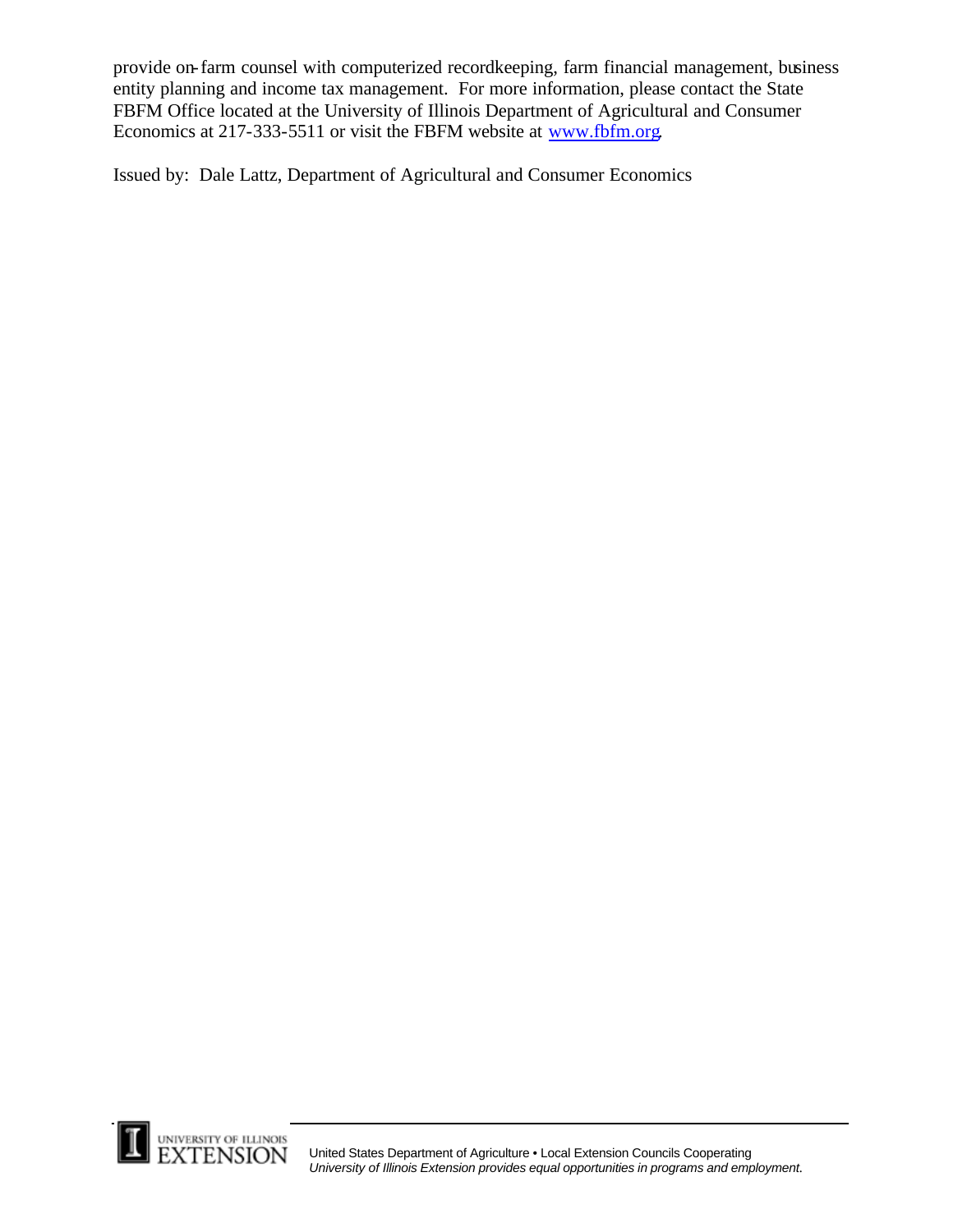provide on-farm counsel with computerized recordkeeping, farm financial management, business entity planning and income tax management. For more information, please contact the State FBFM Office located at the University of Illinois Department of Agricultural and Consumer Economics at 217-333-5511 or visit the FBFM website at www.fbfm.org.

Issued by: Dale Lattz, Department of Agricultural and Consumer Economics

United States Department of Agriculture • Local Extension Councils Cooperating
*University of Illinois Extension provides equal opportunities in programs and employment.*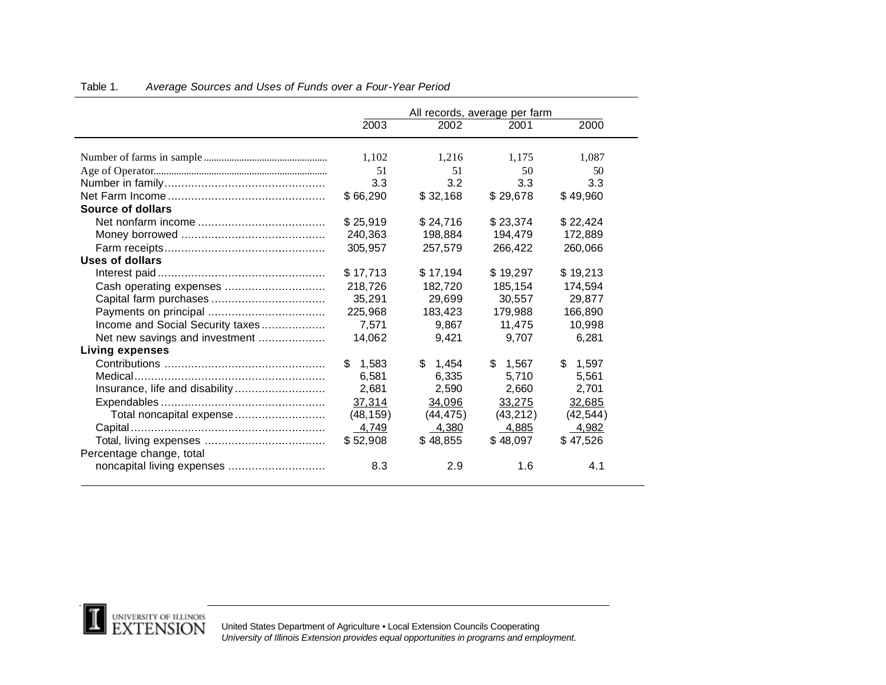Table 1. *Average Sources and Uses of Funds over a Four-Year Period*

| | All records, average per farm | | | |
|---|---|---|---|---|
| | 2003 | 2002 | 2001 | 2000 |
| Number of farms in sample | 1,102 | 1,216 | 1,175 | 1,087 |
| Age of Operator | 51 | 51 | 50 | 50 |
| Number in family | 3.3 | 3.2 | 3.3 | 3.3 |
| Net Farm Income | $ 66,290 | $ 32,168 | $ 29,678 | $ 49,960 |
| **Source of dollars** | | | | |
| Net nonfarm income | $ 25,919 | $ 24,716 | $ 23,374 | $ 22,424 |
| Money borrowed | 240,363 | 198,884 | 194,479 | 172,889 |
| Farm receipts | 305,957 | 257,579 | 266,422 | 260,066 |
| **Uses of dollars** | | | | |
| Interest paid | $ 17,713 | $ 17,194 | $ 19,297 | $ 19,213 |
| Cash operating expenses | 218,726 | 182,720 | 185,154 | 174,594 |
| Capital farm purchases | 35,291 | 29,699 | 30,557 | 29,877 |
| Payments on principal | 225,968 | 183,423 | 179,988 | 166,890 |
| Income and Social Security taxes | 7,571 | 9,867 | 11,475 | 10,998 |
| Net new savings and investment | 14,062 | 9,421 | 9,707 | 6,281 |
| **Living expenses** | | | | |
| Contributions | $ 1,583 | $ 1,454 | $ 1,567 | $ 1,597 |
| Medical | 6,581 | 6,335 | 5,710 | 5,561 |
| Insurance, life and disability | 2,681 | 2,590 | 2,660 | 2,701 |
| Expendables | 37,314 | 34,096 | 33,275 | 32,685 |
| Total noncapital expense | (48,159) | (44,475) | (43,212) | (42,544) |
| Capital | 4,749 | 4,380 | 4,885 | 4,982 |
| Total, living expenses | $ 52,908 | $ 48,855 | $ 48,097 | $ 47,526 |
| Percentage change, total noncapital living expenses | 8.3 | 2.9 | 1.6 | 4.1 |

United States Department of Agriculture • Local Extension Councils Cooperating
*University of Illinois Extension provides equal opportunities in programs and employment.*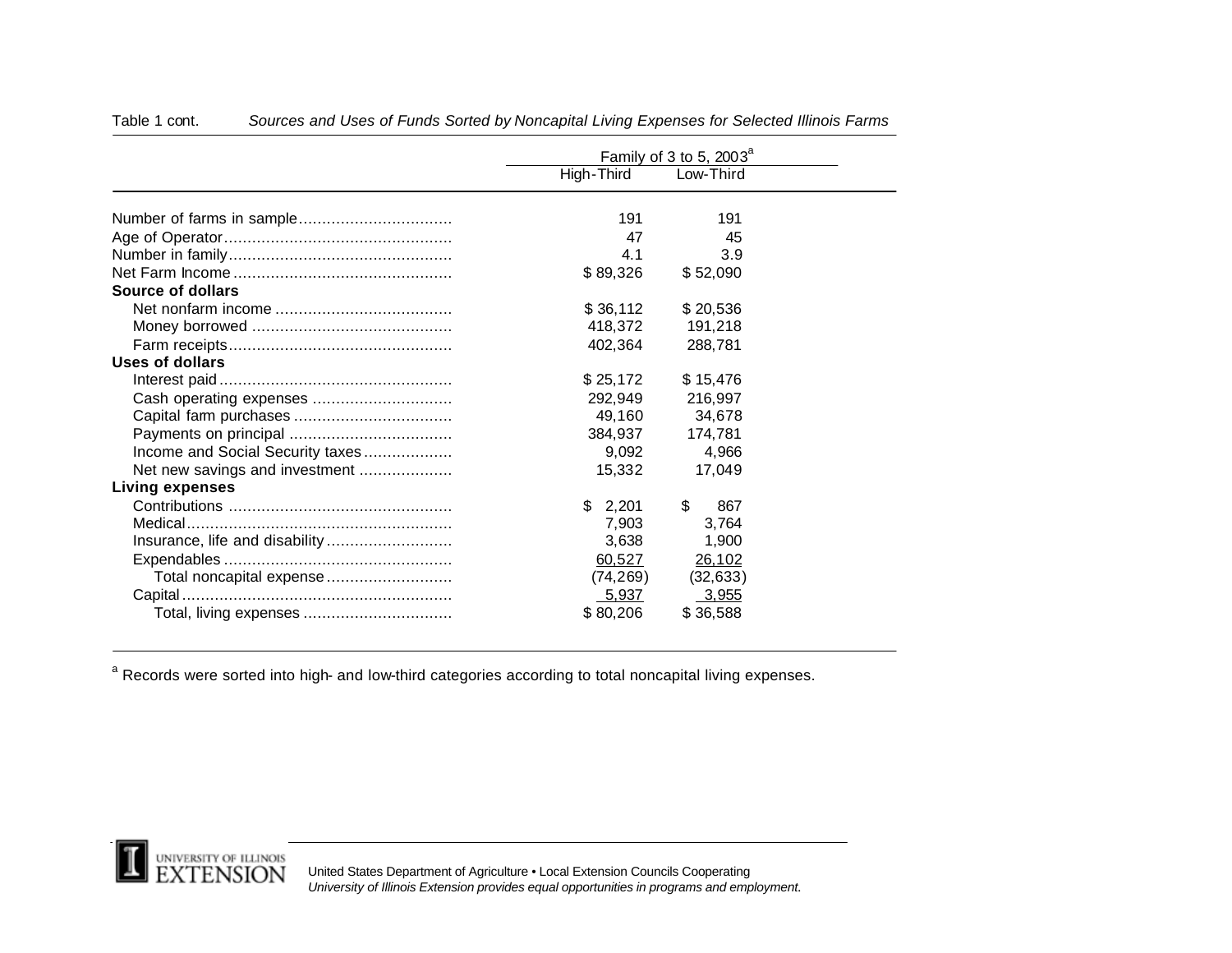Table 1 cont. *Sources and Uses of Funds Sorted by Noncapital Living Expenses for Selected Illinois Farms*

| | Family of 3 to 5, 2003[a] | |
|---|---|---|
| | High-Third | Low-Third |
| Number of farms in sample | 191 | 191 |
| Age of Operator | 47 | 45 |
| Number in family | 4.1 | 3.9 |
| Net Farm Income | $ 89,326 | $ 52,090 |
| **Source of dollars** | | |
| Net nonfarm income | $ 36,112 | $ 20,536 |
| Money borrowed | 418,372 | 191,218 |
| Farm receipts | 402,364 | 288,781 |
| **Uses of dollars** | | |
| Interest paid | $ 25,172 | $ 15,476 |
| Cash operating expenses | 292,949 | 216,997 |
| Capital farm purchases | 49,160 | 34,678 |
| Payments on principal | 384,937 | 174,781 |
| Income and Social Security taxes | 9,092 | 4,966 |
| Net new savings and investment | 15,332 | 17,049 |
| **Living expenses** | | |
| Contributions | $ 2,201 | $ 867 |
| Medical | 7,903 | 3,764 |
| Insurance, life and disability | 3,638 | 1,900 |
| Expendables | 60,527 | 26,102 |
| Total noncapital expense | (74,269) | (32,633) |
| Capital | 5,937 | 3,955 |
| Total, living expenses | $ 80,206 | $ 36,588 |

[a] Records were sorted into high- and low-third categories according to total noncapital living expenses.

UNIVERSITY OF ILLINOIS EXTENSION

United States Department of Agriculture • Local Extension Councils Cooperating
*University of Illinois Extension provides equal opportunities in programs and employment.*